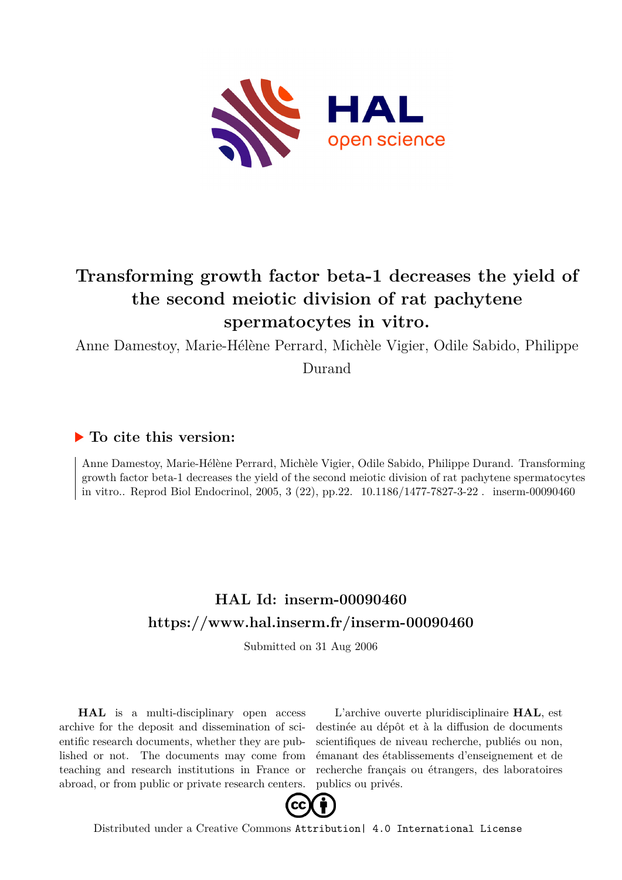# Transforming growth factor beta-1 decreases the yield of the second meiotic division of rat pachytene spermatocytes in vitro.

Anne Damestoy, Marie-Hélène Perrard, Michèle Vigier, Odile Sabido, Philippe Durand

## ▶ To cite this version:

Anne Damestoy, Marie-Hélène Perrard, Michèle Vigier, Odile Sabido, Philippe Durand. Transforming growth factor beta-1 decreases the yield of the second meiotic division of rat pachytene spermatocytes in vitro.. Reprod Biol Endocrinol, 2005, 3 (22), pp.22. 10.1186/1477-7827-3-22 . inserm-00090460

## HAL Id: inserm-00090460

## https://www.hal.inserm.fr/inserm-00090460

Submitted on 31 Aug 2006

**HAL** is a multi-disciplinary open access archive for the deposit and dissemination of scientific research documents, whether they are published or not. The documents may come from teaching and research institutions in France or abroad, or from public or private research centers.

L'archive ouverte pluridisciplinaire **HAL**, est destinée au dépôt et à la diffusion de documents scientifiques de niveau recherche, publiés ou non, émanant des établissements d'enseignement et de recherche français ou étrangers, des laboratoires publics ou privés.

Distributed under a Creative Commons Attribution| 4.0 International License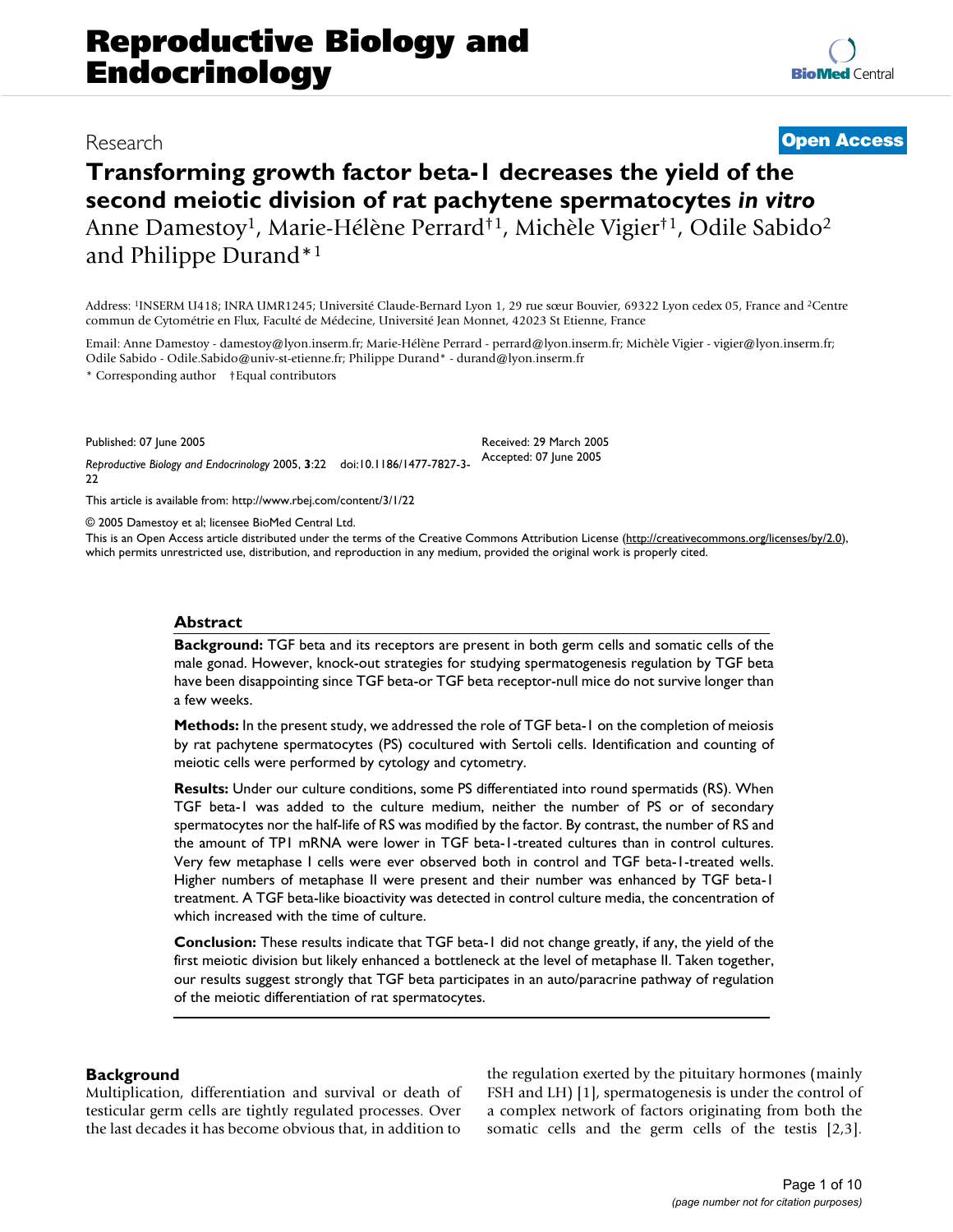# Transforming growth factor beta-1 decreases the yield of the second meiotic division of rat pachytene spermatocytes *in vitro*

Anne Damestoy[1], Marie-Hélène Perrard[†1], Michèle Vigier[†1], Odile Sabido[2] and Philippe Durand*[1]

Address: [1]INSERM U418; INRA UMR1245; Université Claude-Bernard Lyon 1, 29 rue sœur Bouvier, 69322 Lyon cedex 05, France and [2]Centre commun de Cytométrie en Flux, Faculté de Médecine, Université Jean Monnet, 42023 St Etienne, France

Email: Anne Damestoy - damestoy@lyon.inserm.fr; Marie-Hélène Perrard - perrard@lyon.inserm.fr; Michèle Vigier - vigier@lyon.inserm.fr; Odile Sabido - Odile.Sabido@univ-st-etienne.fr; Philippe Durand* - durand@lyon.inserm.fr

* Corresponding author †Equal contributors

Published: 07 June 2005

*Reproductive Biology and Endocrinology* 2005, **3**:22 doi:10.1186/1477-7827-3-22

Received: 29 March 2005
Accepted: 07 June 2005

This article is available from: http://www.rbej.com/content/3/1/22

© 2005 Damestoy et al; licensee BioMed Central Ltd.

This is an Open Access article distributed under the terms of the Creative Commons Attribution License (http://creativecommons.org/licenses/by/2.0), which permits unrestricted use, distribution, and reproduction in any medium, provided the original work is properly cited.

## Abstract

**Background:** TGF beta and its receptors are present in both germ cells and somatic cells of the male gonad. However, knock-out strategies for studying spermatogenesis regulation by TGF beta have been disappointing since TGF beta-or TGF beta receptor-null mice do not survive longer than a few weeks.

**Methods:** In the present study, we addressed the role of TGF beta-1 on the completion of meiosis by rat pachytene spermatocytes (PS) cocultured with Sertoli cells. Identification and counting of meiotic cells were performed by cytology and cytometry.

**Results:** Under our culture conditions, some PS differentiated into round spermatids (RS). When TGF beta-1 was added to the culture medium, neither the number of PS or of secondary spermatocytes nor the half-life of RS was modified by the factor. By contrast, the number of RS and the amount of TP1 mRNA were lower in TGF beta-1-treated cultures than in control cultures. Very few metaphase I cells were ever observed both in control and TGF beta-1-treated wells. Higher numbers of metaphase II were present and their number was enhanced by TGF beta-1 treatment. A TGF beta-like bioactivity was detected in control culture media, the concentration of which increased with the time of culture.

**Conclusion:** These results indicate that TGF beta-1 did not change greatly, if any, the yield of the first meiotic division but likely enhanced a bottleneck at the level of metaphase II. Taken together, our results suggest strongly that TGF beta participates in an auto/paracrine pathway of regulation of the meiotic differentiation of rat spermatocytes.

## Background

Multiplication, differentiation and survival or death of testicular germ cells are tightly regulated processes. Over the last decades it has become obvious that, in addition to the regulation exerted by the pituitary hormones (mainly FSH and LH) [1], spermatogenesis is under the control of a complex network of factors originating from both the somatic cells and the germ cells of the testis [2,3].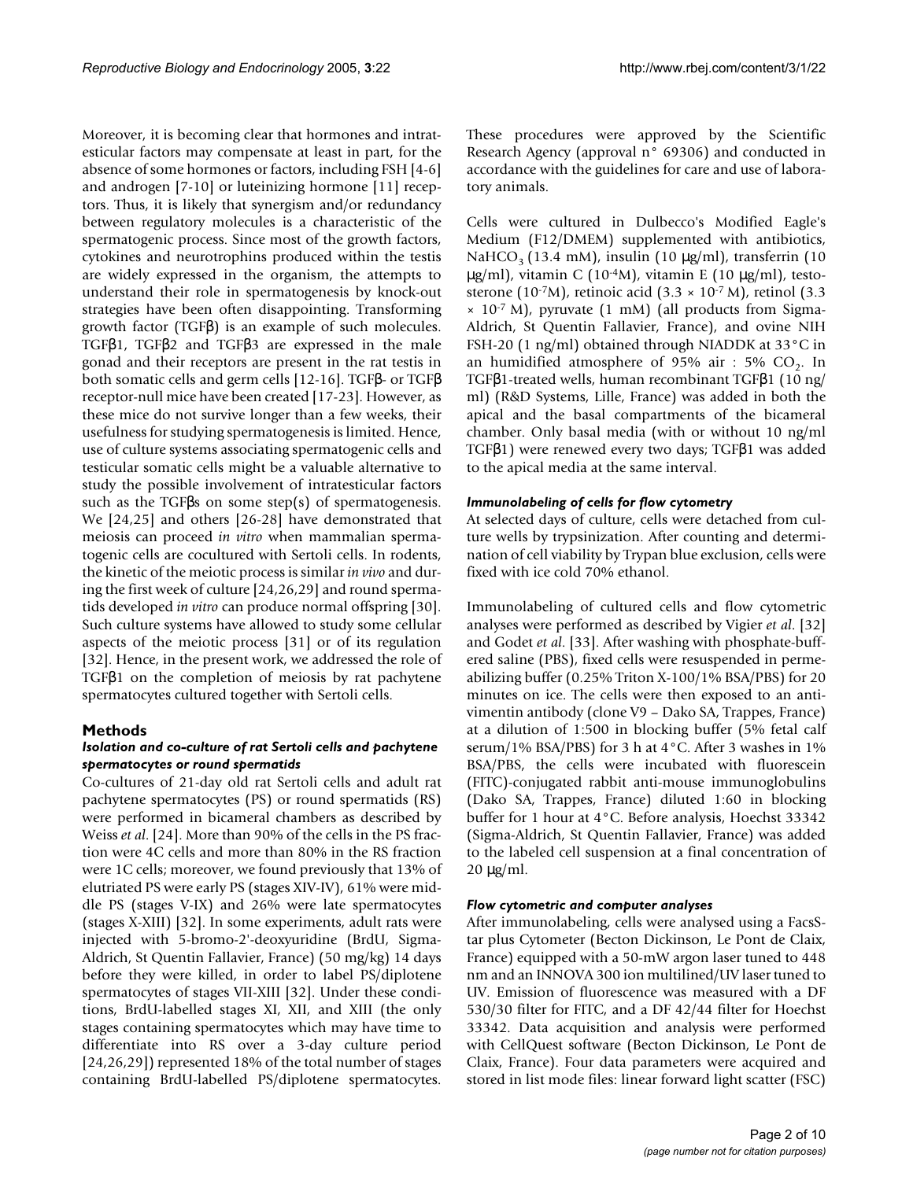Moreover, it is becoming clear that hormones and intratesticular factors may compensate at least in part, for the absence of some hormones or factors, including FSH [4-6] and androgen [7-10] or luteinizing hormone [11] receptors. Thus, it is likely that synergism and/or redundancy between regulatory molecules is a characteristic of the spermatogenic process. Since most of the growth factors, cytokines and neurotrophins produced within the testis are widely expressed in the organism, the attempts to understand their role in spermatogenesis by knock-out strategies have been often disappointing. Transforming growth factor (TGFβ) is an example of such molecules. TGFβ1, TGFβ2 and TGFβ3 are expressed in the male gonad and their receptors are present in the rat testis in both somatic cells and germ cells [12-16]. TGFβ- or TGFβ receptor-null mice have been created [17-23]. However, as these mice do not survive longer than a few weeks, their usefulness for studying spermatogenesis is limited. Hence, use of culture systems associating spermatogenic cells and testicular somatic cells might be a valuable alternative to study the possible involvement of intratesticular factors such as the TGFβs on some step(s) of spermatogenesis. We [24,25] and others [26-28] have demonstrated that meiosis can proceed *in vitro* when mammalian spermatogenic cells are cocultured with Sertoli cells. In rodents, the kinetic of the meiotic process is similar *in vivo* and during the first week of culture [24,26,29] and round spermatids developed *in vitro* can produce normal offspring [30]. Such culture systems have allowed to study some cellular aspects of the meiotic process [31] or of its regulation [32]. Hence, in the present work, we addressed the role of TGFβ1 on the completion of meiosis by rat pachytene spermatocytes cultured together with Sertoli cells.

## Methods

### *Isolation and co-culture of rat Sertoli cells and pachytene spermatocytes or round spermatids*

Co-cultures of 21-day old rat Sertoli cells and adult rat pachytene spermatocytes (PS) or round spermatids (RS) were performed in bicameral chambers as described by Weiss *et al*. [24]. More than 90% of the cells in the PS fraction were 4C cells and more than 80% in the RS fraction were 1C cells; moreover, we found previously that 13% of elutriated PS were early PS (stages XIV-IV), 61% were middle PS (stages V-IX) and 26% were late spermatocytes (stages X-XIII) [32]. In some experiments, adult rats were injected with 5-bromo-2'-deoxyuridine (BrdU, Sigma-Aldrich, St Quentin Fallavier, France) (50 mg/kg) 14 days before they were killed, in order to label PS/diplotene spermatocytes of stages VII-XIII [32]. Under these conditions, BrdU-labelled stages XI, XII, and XIII (the only stages containing spermatocytes which may have time to differentiate into RS over a 3-day culture period [24,26,29]) represented 18% of the total number of stages containing BrdU-labelled PS/diplotene spermatocytes. These procedures were approved by the Scientific Research Agency (approval n° 69306) and conducted in accordance with the guidelines for care and use of laboratory animals.

Cells were cultured in Dulbecco's Modified Eagle's Medium (F12/DMEM) supplemented with antibiotics, $NaHCO_3$ (13.4 mM), insulin (10 μg/ml), transferrin (10 μg/ml), vitamin C ($10^{-4}$M), vitamin E (10 μg/ml), testosterone ($10^{-7}$M), retinoic acid ($3.3 \times 10^{-7}$ M), retinol ($3.3 \times 10^{-7}$ M), pyruvate (1 mM) (all products from Sigma-Aldrich, St Quentin Fallavier, France), and ovine NIH FSH-20 (1 ng/ml) obtained through NIADDK at 33°C in an humidified atmosphere of 95% air : 5% $CO_2$. In TGFβ1-treated wells, human recombinant TGFβ1 (10 ng/ml) (R&D Systems, Lille, France) was added in both the apical and the basal compartments of the bicameral chamber. Only basal media (with or without 10 ng/ml TGFβ1) were renewed every two days; TGFβ1 was added to the apical media at the same interval.

### *Immunolabeling of cells for flow cytometry*

At selected days of culture, cells were detached from culture wells by trypsinization. After counting and determination of cell viability by Trypan blue exclusion, cells were fixed with ice cold 70% ethanol.

Immunolabeling of cultured cells and flow cytometric analyses were performed as described by Vigier *et al*. [32] and Godet *et al*. [33]. After washing with phosphate-buffered saline (PBS), fixed cells were resuspended in permeabilizing buffer (0.25% Triton X-100/1% BSA/PBS) for 20 minutes on ice. The cells were then exposed to an anti-vimentin antibody (clone V9 – Dako SA, Trappes, France) at a dilution of 1:500 in blocking buffer (5% fetal calf serum/1% BSA/PBS) for 3 h at 4°C. After 3 washes in 1% BSA/PBS, the cells were incubated with fluorescein (FITC)-conjugated rabbit anti-mouse immunoglobulins (Dako SA, Trappes, France) diluted 1:60 in blocking buffer for 1 hour at 4°C. Before analysis, Hoechst 33342 (Sigma-Aldrich, St Quentin Fallavier, France) was added to the labeled cell suspension at a final concentration of 20 μg/ml.

### *Flow cytometric and computer analyses*

After immunolabeling, cells were analysed using a FacsStar plus Cytometer (Becton Dickinson, Le Pont de Claix, France) equipped with a 50-mW argon laser tuned to 448 nm and an INNOVA 300 ion multilined/UV laser tuned to UV. Emission of fluorescence was measured with a DF 530/30 filter for FITC, and a DF 42/44 filter for Hoechst 33342. Data acquisition and analysis were performed with CellQuest software (Becton Dickinson, Le Pont de Claix, France). Four data parameters were acquired and stored in list mode files: linear forward light scatter (FSC)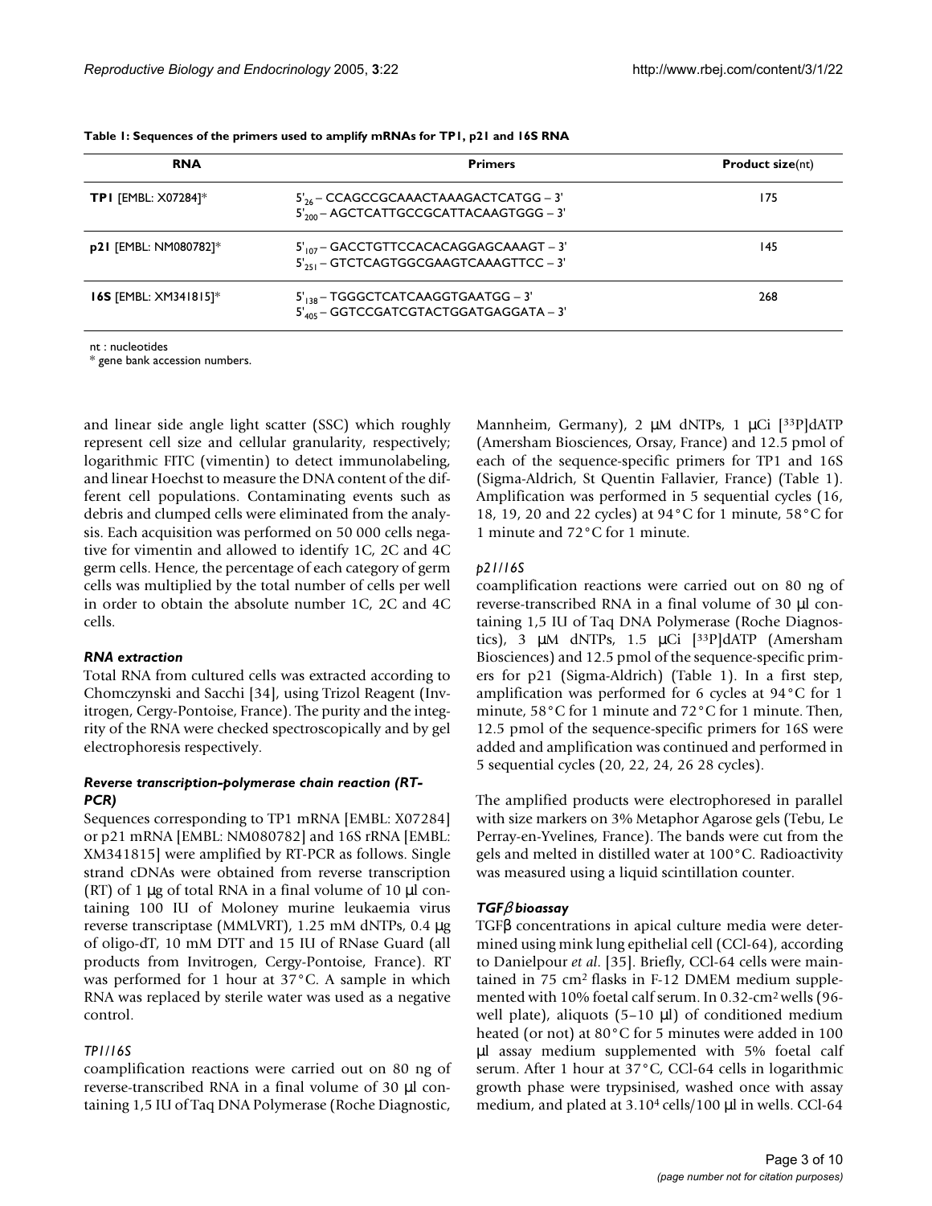**Table 1: Sequences of the primers used to amplify mRNAs for TP1, p21 and 16S RNA**

| RNA | Primers | Product size(nt) |
| --- | --- | --- |
| **TP1** [EMBL: X07284]* | $5'_{26}$ – CCAGCCGCAAACTAAAGACTCATGG – 3'<br>$5'_{200}$ – AGCTCATTGCCGCATTACAAGTGGG – 3' | 175 |
| **p21** [EMBL: NM080782]* | $5'_{107}$ – GACCTGTTCCACACAGGAGCAAAGT – 3'<br>$5'_{251}$ – GTCTCAGTGGCGAAGTCAAAGTTCC – 3' | 145 |
| **16S** [EMBL: XM341815]* | $5'_{138}$ – TGGGCTCATCAAGGTGAATGG – 3'<br>$5'_{405}$ – GGTCCGATCGTACTGGATGAGGATA – 3' | 268 |

nt : nucleotides
* gene bank accession numbers.

and linear side angle light scatter (SSC) which roughly represent cell size and cellular granularity, respectively; logarithmic FITC (vimentin) to detect immunolabeling, and linear Hoechst to measure the DNA content of the different cell populations. Contaminating events such as debris and clumped cells were eliminated from the analysis. Each acquisition was performed on 50 000 cells negative for vimentin and allowed to identify 1C, 2C and 4C germ cells. Hence, the percentage of each category of germ cells was multiplied by the total number of cells per well in order to obtain the absolute number 1C, 2C and 4C cells.

### *RNA extraction*

Total RNA from cultured cells was extracted according to Chomczynski and Sacchi [34], using Trizol Reagent (Invitrogen, Cergy-Pontoise, France). The purity and the integrity of the RNA were checked spectroscopically and by gel electrophoresis respectively.

### *Reverse transcription-polymerase chain reaction (RT-PCR)*

Sequences corresponding to TP1 mRNA [EMBL: X07284] or p21 mRNA [EMBL: NM080782] and 16S rRNA [EMBL: XM341815] were amplified by RT-PCR as follows. Single strand cDNAs were obtained from reverse transcription (RT) of 1 µg of total RNA in a final volume of 10 µl containing 100 IU of Moloney murine leukaemia virus reverse transcriptase (MMLVRT), 1.25 mM dNTPs, 0.4 µg of oligo-dT, 10 mM DTT and 15 IU of RNase Guard (all products from Invitrogen, Cergy-Pontoise, France). RT was performed for 1 hour at 37°C. A sample in which RNA was replaced by sterile water was used as a negative control.

#### *TP1/16S*

coamplification reactions were carried out on 80 ng of reverse-transcribed RNA in a final volume of 30 µl containing 1,5 IU of Taq DNA Polymerase (Roche Diagnostic, Mannheim, Germany), 2 µM dNTPs, 1 µCi [$^{33}$P]dATP (Amersham Biosciences, Orsay, France) and 12.5 pmol of each of the sequence-specific primers for TP1 and 16S (Sigma-Aldrich, St Quentin Fallavier, France) (Table 1). Amplification was performed in 5 sequential cycles (16, 18, 19, 20 and 22 cycles) at 94°C for 1 minute, 58°C for 1 minute and 72°C for 1 minute.

#### *p21/16S*

coamplification reactions were carried out on 80 ng of reverse-transcribed RNA in a final volume of 30 µl containing 1,5 IU of Taq DNA Polymerase (Roche Diagnostics), 3 µM dNTPs, 1.5 µCi [$^{33}$P]dATP (Amersham Biosciences) and 12.5 pmol of the sequence-specific primers for p21 (Sigma-Aldrich) (Table 1). In a first step, amplification was performed for 6 cycles at 94°C for 1 minute, 58°C for 1 minute and 72°C for 1 minute. Then, 12.5 pmol of the sequence-specific primers for 16S were added and amplification was continued and performed in 5 sequential cycles (20, 22, 24, 26 28 cycles).

The amplified products were electrophoresed in parallel with size markers on 3% Metaphor Agarose gels (Tebu, Le Perray-en-Yvelines, France). The bands were cut from the gels and melted in distilled water at 100°C. Radioactivity was measured using a liquid scintillation counter.

### *TGFβ bioassay*

TGFβ concentrations in apical culture media were determined using mink lung epithelial cell (CCl-64), according to Danielpour *et al.* [35]. Briefly, CCl-64 cells were maintained in 75 cm$^2$ flasks in F-12 DMEM medium supplemented with 10% foetal calf serum. In 0.32-cm$^2$ wells (96-well plate), aliquots (5–10 µl) of conditioned medium heated (or not) at 80°C for 5 minutes were added in 100 µl assay medium supplemented with 5% foetal calf serum. After 1 hour at 37°C, CCl-64 cells in logarithmic growth phase were trypsinised, washed once with assay medium, and plated at $3.10^4$ cells/100 µl in wells. CCl-64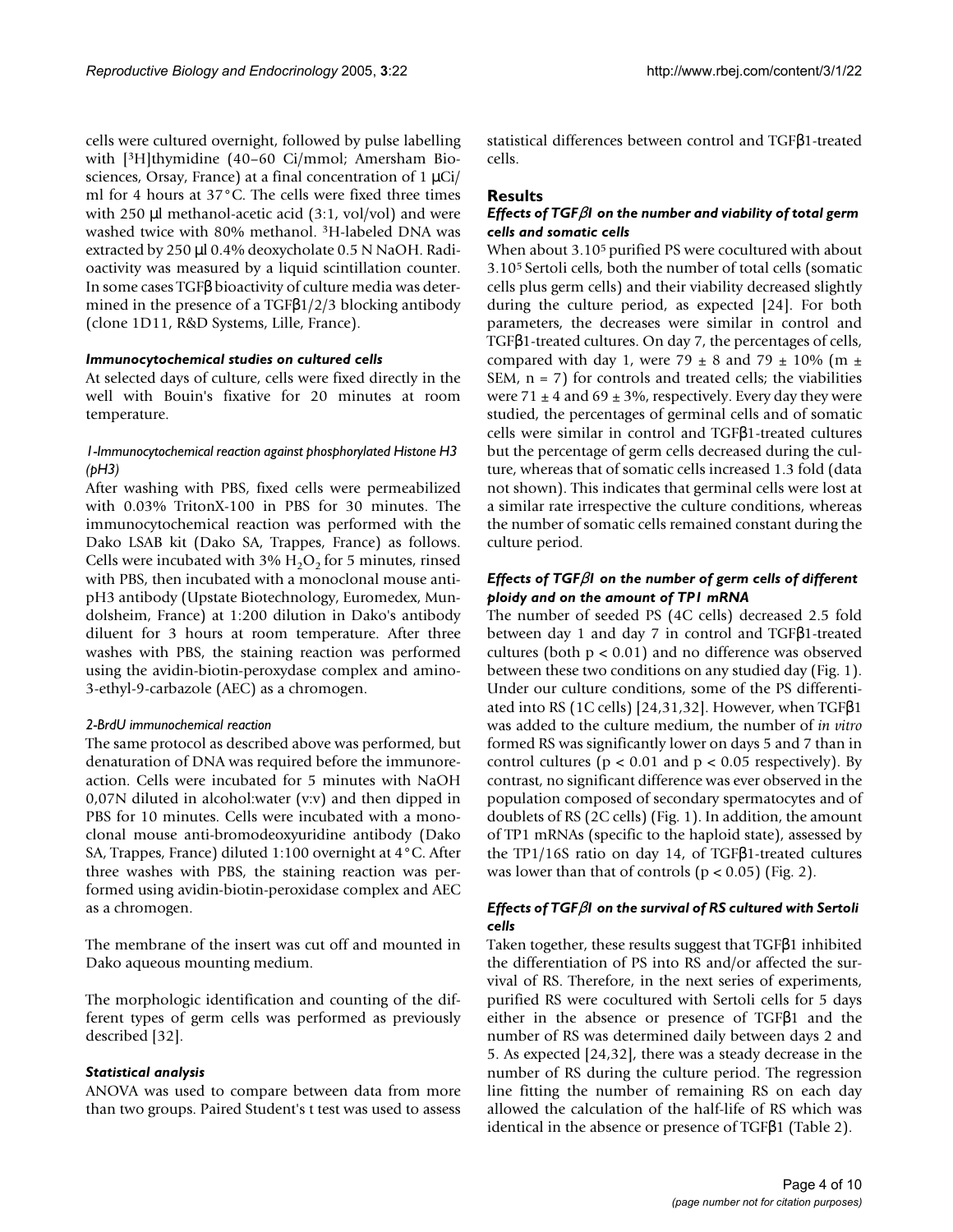cells were cultured overnight, followed by pulse labelling with [$^3$H]thymidine (40–60 Ci/mmol; Amersham Biosciences, Orsay, France) at a final concentration of 1 µCi/ml for 4 hours at 37°C. The cells were fixed three times with 250 µl methanol-acetic acid (3:1, vol/vol) and were washed twice with 80% methanol. $^3$H-labeled DNA was extracted by 250 µl 0.4% deoxycholate 0.5 N NaOH. Radioactivity was measured by a liquid scintillation counter. In some cases TGFβ bioactivity of culture media was determined in the presence of a TGFβ1/2/3 blocking antibody (clone 1D11, R&D Systems, Lille, France).

### *Immunocytochemical studies on cultured cells*

At selected days of culture, cells were fixed directly in the well with Bouin's fixative for 20 minutes at room temperature.

#### *1-Immunocytochemical reaction against phosphorylated Histone H3 (pH3)*

After washing with PBS, fixed cells were permeabilized with 0.03% TritonX-100 in PBS for 30 minutes. The immunocytochemical reaction was performed with the Dako LSAB kit (Dako SA, Trappes, France) as follows. Cells were incubated with 3% $H_2O_2$ for 5 minutes, rinsed with PBS, then incubated with a monoclonal mouse anti-pH3 antibody (Upstate Biotechnology, Euromedex, Mundolsheim, France) at 1:200 dilution in Dako's antibody diluent for 3 hours at room temperature. After three washes with PBS, the staining reaction was performed using the avidin-biotin-peroxydase complex and amino-3-ethyl-9-carbazole (AEC) as a chromogen.

#### *2-BrdU immunochemical reaction*

The same protocol as described above was performed, but denaturation of DNA was required before the immunoreaction. Cells were incubated for 5 minutes with NaOH 0,07N diluted in alcohol:water (v:v) and then dipped in PBS for 10 minutes. Cells were incubated with a monoclonal mouse anti-bromodeoxyuridine antibody (Dako SA, Trappes, France) diluted 1:100 overnight at 4°C. After three washes with PBS, the staining reaction was performed using avidin-biotin-peroxidase complex and AEC as a chromogen.

The membrane of the insert was cut off and mounted in Dako aqueous mounting medium.

The morphologic identification and counting of the different types of germ cells was performed as previously described [32].

### *Statistical analysis*

ANOVA was used to compare between data from more than two groups. Paired Student's t test was used to assess statistical differences between control and TGFβ1-treated cells.

## Results

### *Effects of TGFβ1 on the number and viability of total germ cells and somatic cells*

When about 3.10$^5$ purified PS were cocultured with about 3.10$^5$ Sertoli cells, both the number of total cells (somatic cells plus germ cells) and their viability decreased slightly during the culture period, as expected [24]. For both parameters, the decreases were similar in control and TGFβ1-treated cultures. On day 7, the percentages of cells, compared with day 1, were 79 ± 8 and 79 ± 10% (m ± SEM, n = 7) for controls and treated cells; the viabilities were 71 ± 4 and 69 ± 3%, respectively. Every day they were studied, the percentages of germinal cells and of somatic cells were similar in control and TGFβ1-treated cultures but the percentage of germ cells decreased during the culture, whereas that of somatic cells increased 1.3 fold (data not shown). This indicates that germinal cells were lost at a similar rate irrespective the culture conditions, whereas the number of somatic cells remained constant during the culture period.

### *Effects of TGFβ1 on the number of germ cells of different ploidy and on the amount of TP1 mRNA*

The number of seeded PS (4C cells) decreased 2.5 fold between day 1 and day 7 in control and TGFβ1-treated cultures (both $p < 0.01$) and no difference was observed between these two conditions on any studied day (Fig. 1). Under our culture conditions, some of the PS differentiated into RS (1C cells) [24,31,32]. However, when TGFβ1 was added to the culture medium, the number of *in vitro* formed RS was significantly lower on days 5 and 7 than in control cultures ($p < 0.01$ and $p < 0.05$ respectively). By contrast, no significant difference was ever observed in the population composed of secondary spermatocytes and of doublets of RS (2C cells) (Fig. 1). In addition, the amount of TP1 mRNAs (specific to the haploid state), assessed by the TP1/16S ratio on day 14, of TGFβ1-treated cultures was lower than that of controls ($p < 0.05$) (Fig. 2).

### *Effects of TGFβ1 on the survival of RS cultured with Sertoli cells*

Taken together, these results suggest that TGFβ1 inhibited the differentiation of PS into RS and/or affected the survival of RS. Therefore, in the next series of experiments, purified RS were cocultured with Sertoli cells for 5 days either in the absence or presence of TGFβ1 and the number of RS was determined daily between days 2 and 5. As expected [24,32], there was a steady decrease in the number of RS during the culture period. The regression line fitting the number of remaining RS on each day allowed the calculation of the half-life of RS which was identical in the absence or presence of TGFβ1 (Table 2).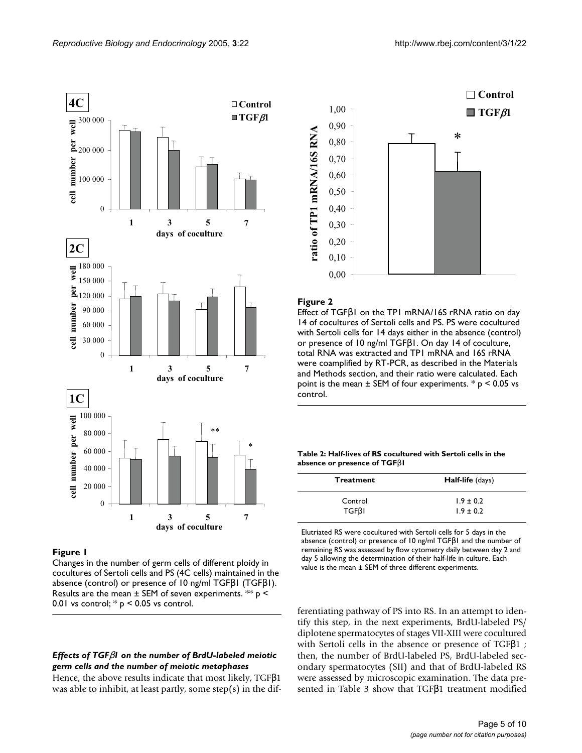**Figure 1**

Changes in the number of germ cells of different ploidy in cocultures of Sertoli cells and PS (4C cells) maintained in the absence (control) or presence of 10 ng/ml TGFβ1 (TGFβ1). Results are the mean ± SEM of seven experiments. ** $p < 0.01$ vs control; * $p < 0.05$ vs control.

**Figure 2**

Effect of TGFβ1 on the TP1 mRNA/16S rRNA ratio on day 14 of cocultures of Sertoli cells and PS. PS were cocultured with Sertoli cells for 14 days either in the absence (control) or presence of 10 ng/ml TGFβ1. On day 14 of coculture, total RNA was extracted and TP1 mRNA and 16S rRNA were coamplified by RT-PCR, as described in the Materials and Methods section, and their ratio were calculated. Each point is the mean ± SEM of four experiments. * $p < 0.05$ vs control.

**Table 2: Half-lives of RS cocultured with Sertoli cells in the absence or presence of TGFβ1**

| Treatment | Half-life (days) |
| --- | --- |
| Control | 1.9 ± 0.2 |
| TGFβ1 | 1.9 ± 0.2 |

Elutriated RS were cocultured with Sertoli cells for 5 days in the absence (control) or presence of 10 ng/ml TGFβ1 and the number of remaining RS was assessed by flow cytometry daily between day 2 and day 5 allowing the determination of their half-life in culture. Each value is the mean ± SEM of three different experiments.

### *Effects of TGFβ1 on the number of BrdU-labeled meiotic germ cells and the number of meiotic metaphases*

Hence, the above results indicate that most likely, TGFβ1 was able to inhibit, at least partly, some step(s) in the differentiating pathway of PS into RS. In an attempt to identify this step, in the next experiments, BrdU-labeled PS/diplotene spermatocytes of stages VII-XIII were cocultured with Sertoli cells in the absence or presence of TGFβ1 ; then, the number of BrdU-labeled PS, BrdU-labeled secondary spermatocytes (SII) and that of BrdU-labeled RS were assessed by microscopic examination. The data presented in Table 3 show that TGFβ1 treatment modified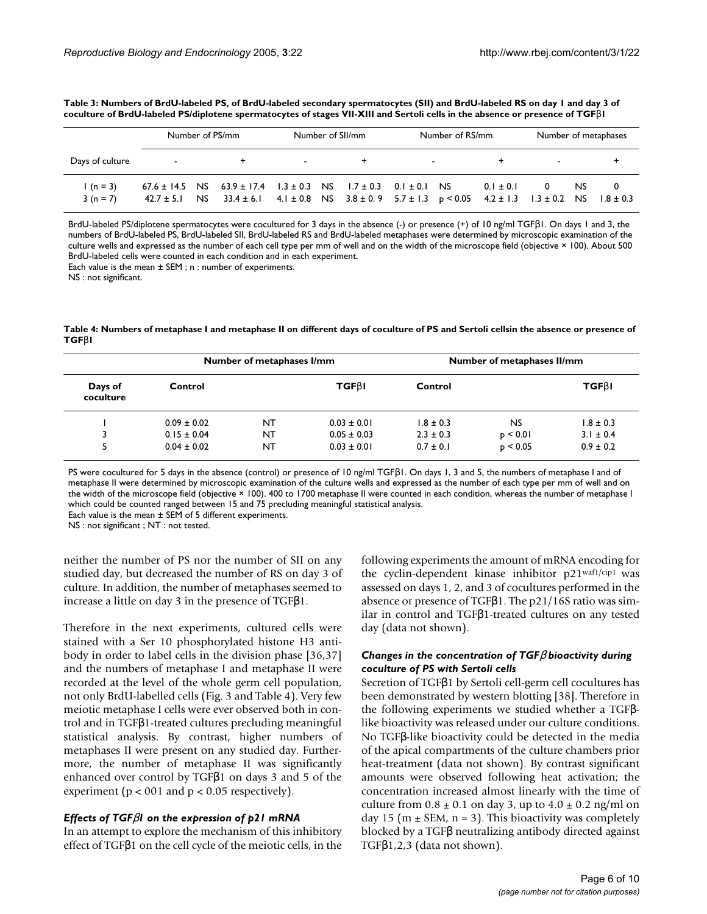**Table 3: Numbers of BrdU-labeled PS, of BrdU-labeled secondary spermatocytes (SII) and BrdU-labeled RS on day 1 and day 3 of coculture of BrdU-labeled PS/diplotene spermatocytes of stages VII-XIII and Sertoli cells in the absence or presence of TGFβ1**

| | Number of PS/mm | | | Number of SII/mm | | | Number of RS/mm | | | Number of metaphases | | |
|---|---|---|---|---|---|---|---|---|---|---|---|---|
| Days of culture | - | | + | - | | + | - | | + | - | | + |
| 1 (n = 3) | 67.6 ± 14.5 | NS | 63.9 ± 17.4 | 1.3 ± 0.3 | NS | 1.7 ± 0.3 | 0.1 ± 0.1 | NS | 0.1 ± 0.1 | 0 | NS | 0 |
| 3 (n = 7) | 42.7 ± 5.1 | NS | 33.4 ± 6.1 | 4.1 ± 0.8 | NS | 3.8 ± 0. 9 | 5.7 ± 1.3 | $p < 0.05$ | 4.2 ± 1.3 | 1.3 ± 0.2 | NS | 1.8 ± 0.3 |

BrdU-labeled PS/diplotene spermatocytes were cocultured for 3 days in the absence (-) or presence (+) of 10 ng/ml TGFβ1. On days 1 and 3, the numbers of BrdU-labeled PS, BrdU-labeled SII, BrdU-labeled RS and BrdU-labeled metaphases were determined by microscopic examination of the culture wells and expressed as the number of each cell type per mm of well and on the width of the microscope field (objective × 100). About 500 BrdU-labeled cells were counted in each condition and in each experiment.
Each value is the mean ± SEM ; n : number of experiments.
NS : not significant.

**Table 4: Numbers of metaphase I and metaphase II on different days of coculture of PS and Sertoli cellsin the absence or presence of TGFβ1**

| | Number of metaphases I/mm | | | Number of metaphases II/mm | | |
|---|---|---|---|---|---|---|
| Days of coculture | Control | | TGFβ1 | Control | | TGFβ1 |
| 1 | 0.09 ± 0.02 | NT | 0.03 ± 0.01 | 1.8 ± 0.3 | NS | 1.8 ± 0.3 |
| 3 | 0.15 ± 0.04 | NT | 0.05 ± 0.03 | 2.3 ± 0.3 | $p < 0.01$ | 3.1 ± 0.4 |
| 5 | 0.04 ± 0.02 | NT | 0.03 ± 0.01 | 0.7 ± 0.1 | $p < 0.05$ | 0.9 ± 0.2 |

PS were cocultured for 5 days in the absence (control) or presence of 10 ng/ml TGFβ1. On days 1, 3 and 5, the numbers of metaphase I and of metaphase II were determined by microscopic examination of the culture wells and expressed as the number of each type per mm of well and on the width of the microscope field (objective × 100). 400 to 1700 metaphase II were counted in each condition, whereas the number of metaphase I which could be counted ranged between 15 and 75 precluding meaningful statistical analysis.
Each value is the mean ± SEM of 5 different experiments.
NS : not significant ; NT : not tested.

neither the number of PS nor the number of SII on any studied day, but decreased the number of RS on day 3 of culture. In addition, the number of metaphases seemed to increase a little on day 3 in the presence of TGFβ1.

Therefore in the next experiments, cultured cells were stained with a Ser 10 phosphorylated histone H3 antibody in order to label cells in the division phase [36,37] and the numbers of metaphase I and metaphase II were recorded at the level of the whole germ cell population, not only BrdU-labelled cells (Fig. 3 and Table 4). Very few meiotic metaphase I cells were ever observed both in control and in TGFβ1-treated cultures precluding meaningful statistical analysis. By contrast, higher numbers of metaphases II were present on any studied day. Furthermore, the number of metaphase II was significantly enhanced over control by TGFβ1 on days 3 and 5 of the experiment ($p < 001$ and $p < 0.05$ respectively).

### *Effects of TGFβ1 on the expression of p21 mRNA*

In an attempt to explore the mechanism of this inhibitory effect of TGFβ1 on the cell cycle of the meiotic cells, in the following experiments the amount of mRNA encoding for the cyclin-dependent kinase inhibitor $p21^{waf1/cip1}$ was assessed on days 1, 2, and 3 of cocultures performed in the absence or presence of TGFβ1. The p21/16S ratio was similar in control and TGFβ1-treated cultures on any tested day (data not shown).

### *Changes in the concentration of TGFβ bioactivity during coculture of PS with Sertoli cells*

Secretion of TGFβ1 by Sertoli cell-germ cell cocultures has been demonstrated by western blotting [38]. Therefore in the following experiments we studied whether a TGFβ-like bioactivity was released under our culture conditions. No TGFβ-like bioactivity could be detected in the media of the apical compartments of the culture chambers prior heat-treatment (data not shown). By contrast significant amounts were observed following heat activation; the concentration increased almost linearly with the time of culture from 0.8 ± 0.1 on day 3, up to 4.0 ± 0.2 ng/ml on day 15 (m ± SEM, n = 3). This bioactivity was completely blocked by a TGFβ neutralizing antibody directed against TGFβ1,2,3 (data not shown).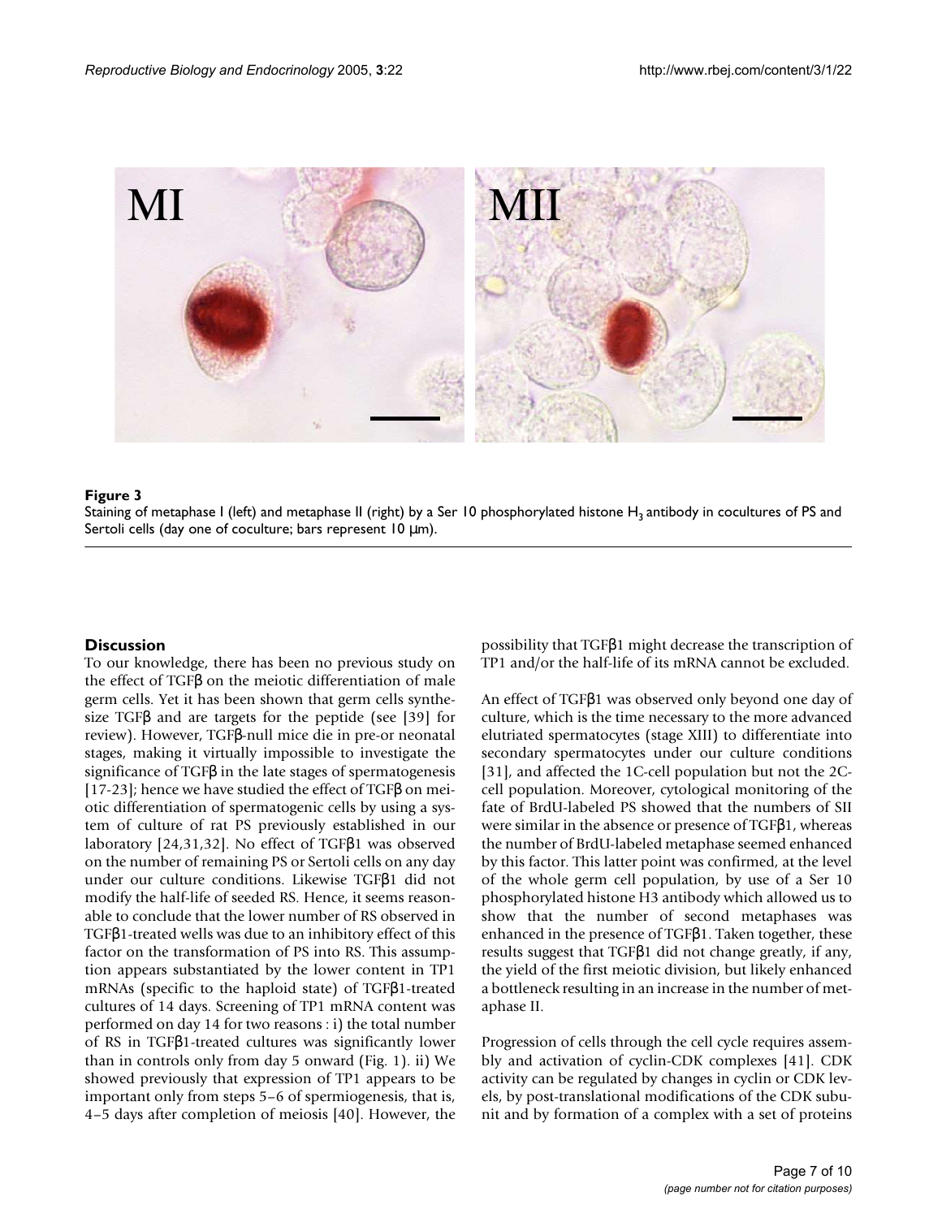**Figure 3**

Staining of metaphase I (left) and metaphase II (right) by a Ser 10 phosphorylated histone $H_3$ antibody in cocultures of PS and Sertoli cells (day one of coculture; bars represent 10 µm).

## Discussion

To our knowledge, there has been no previous study on the effect of TGFβ on the meiotic differentiation of male germ cells. Yet it has been shown that germ cells synthesize TGFβ and are targets for the peptide (see [39] for review). However, TGFβ-null mice die in pre-or neonatal stages, making it virtually impossible to investigate the significance of TGFβ in the late stages of spermatogenesis [17-23]; hence we have studied the effect of TGFβ on meiotic differentiation of spermatogenic cells by using a system of culture of rat PS previously established in our laboratory [24,31,32]. No effect of TGFβ1 was observed on the number of remaining PS or Sertoli cells on any day under our culture conditions. Likewise TGFβ1 did not modify the half-life of seeded RS. Hence, it seems reasonable to conclude that the lower number of RS observed in TGFβ1-treated wells was due to an inhibitory effect of this factor on the transformation of PS into RS. This assumption appears substantiated by the lower content in TP1 mRNAs (specific to the haploid state) of TGFβ1-treated cultures of 14 days. Screening of TP1 mRNA content was performed on day 14 for two reasons : i) the total number of RS in TGFβ1-treated cultures was significantly lower than in controls only from day 5 onward (Fig. 1). ii) We showed previously that expression of TP1 appears to be important only from steps 5–6 of spermiogenesis, that is, 4–5 days after completion of meiosis [40]. However, the possibility that TGFβ1 might decrease the transcription of TP1 and/or the half-life of its mRNA cannot be excluded.

An effect of TGFβ1 was observed only beyond one day of culture, which is the time necessary to the more advanced elutriated spermatocytes (stage XIII) to differentiate into secondary spermatocytes under our culture conditions [31], and affected the 1C-cell population but not the 2C-cell population. Moreover, cytological monitoring of the fate of BrdU-labeled PS showed that the numbers of SII were similar in the absence or presence of TGFβ1, whereas the number of BrdU-labeled metaphase seemed enhanced by this factor. This latter point was confirmed, at the level of the whole germ cell population, by use of a Ser 10 phosphorylated histone H3 antibody which allowed us to show that the number of second metaphases was enhanced in the presence of TGFβ1. Taken together, these results suggest that TGFβ1 did not change greatly, if any, the yield of the first meiotic division, but likely enhanced a bottleneck resulting in an increase in the number of metaphase II.

Progression of cells through the cell cycle requires assembly and activation of cyclin-CDK complexes [41]. CDK activity can be regulated by changes in cyclin or CDK levels, by post-translational modifications of the CDK subunit and by formation of a complex with a set of proteins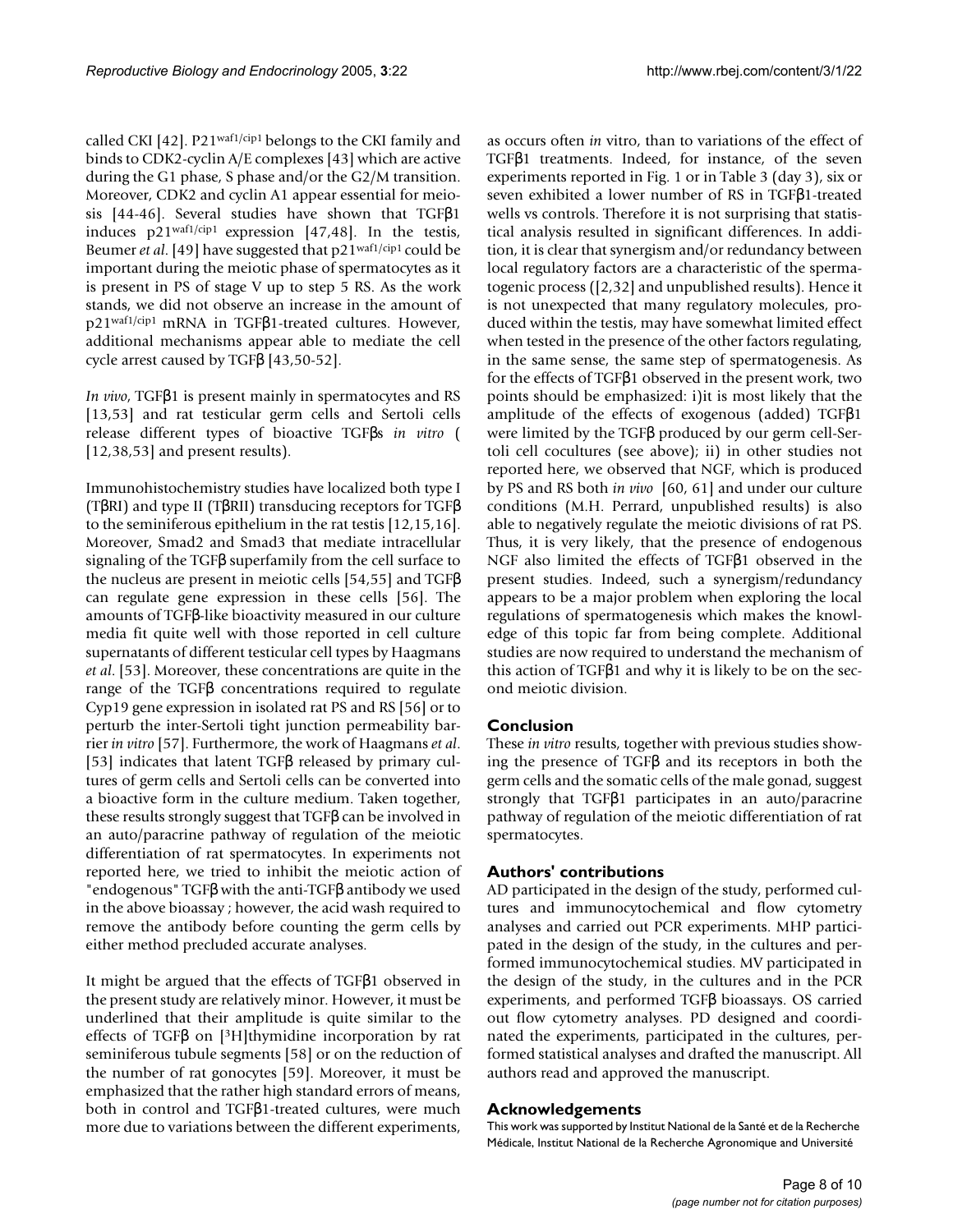called CKI [42]. P21$^{waf1/cip1}$ belongs to the CKI family and binds to CDK2-cyclin A/E complexes [43] which are active during the G1 phase, S phase and/or the G2/M transition. Moreover, CDK2 and cyclin A1 appear essential for meiosis [44-46]. Several studies have shown that TGFβ1 induces p21$^{waf1/cip1}$ expression [47,48]. In the testis, Beumer *et al.* [49] have suggested that p21$^{waf1/cip1}$ could be important during the meiotic phase of spermatocytes as it is present in PS of stage V up to step 5 RS. As the work stands, we did not observe an increase in the amount of p21$^{waf1/cip1}$ mRNA in TGFβ1-treated cultures. However, additional mechanisms appear able to mediate the cell cycle arrest caused by TGFβ [43,50-52].

*In vivo*, TGFβ1 is present mainly in spermatocytes and RS [13,53] and rat testicular germ cells and Sertoli cells release different types of bioactive TGFβs *in vitro* ( [12,38,53] and present results).

Immunohistochemistry studies have localized both type I (TβRI) and type II (TβRII) transducing receptors for TGFβ to the seminiferous epithelium in the rat testis [12,15,16]. Moreover, Smad2 and Smad3 that mediate intracellular signaling of the TGFβ superfamily from the cell surface to the nucleus are present in meiotic cells [54,55] and TGFβ can regulate gene expression in these cells [56]. The amounts of TGFβ-like bioactivity measured in our culture media fit quite well with those reported in cell culture supernatants of different testicular cell types by Haagmans *et al.* [53]. Moreover, these concentrations are quite in the range of the TGFβ concentrations required to regulate Cyp19 gene expression in isolated rat PS and RS [56] or to perturb the inter-Sertoli tight junction permeability barrier *in vitro* [57]. Furthermore, the work of Haagmans *et al.* [53] indicates that latent TGFβ released by primary cultures of germ cells and Sertoli cells can be converted into a bioactive form in the culture medium. Taken together, these results strongly suggest that TGFβ can be involved in an auto/paracrine pathway of regulation of the meiotic differentiation of rat spermatocytes. In experiments not reported here, we tried to inhibit the meiotic action of "endogenous" TGFβ with the anti-TGFβ antibody we used in the above bioassay ; however, the acid wash required to remove the antibody before counting the germ cells by either method precluded accurate analyses.

It might be argued that the effects of TGFβ1 observed in the present study are relatively minor. However, it must be underlined that their amplitude is quite similar to the effects of TGFβ on [$^3$H]thymidine incorporation by rat seminiferous tubule segments [58] or on the reduction of the number of rat gonocytes [59]. Moreover, it must be emphasized that the rather high standard errors of means, both in control and TGFβ1-treated cultures, were much more due to variations between the different experiments, as occurs often *in* vitro, than to variations of the effect of TGFβ1 treatments. Indeed, for instance, of the seven experiments reported in Fig. 1 or in Table 3 (day 3), six or seven exhibited a lower number of RS in TGFβ1-treated wells vs controls. Therefore it is not surprising that statistical analysis resulted in significant differences. In addition, it is clear that synergism and/or redundancy between local regulatory factors are a characteristic of the spermatogenic process ([2,32] and unpublished results). Hence it is not unexpected that many regulatory molecules, produced within the testis, may have somewhat limited effect when tested in the presence of the other factors regulating, in the same sense, the same step of spermatogenesis. As for the effects of TGFβ1 observed in the present work, two points should be emphasized: i)it is most likely that the amplitude of the effects of exogenous (added) TGFβ1 were limited by the TGFβ produced by our germ cell-Sertoli cell cocultures (see above); ii) in other studies not reported here, we observed that NGF, which is produced by PS and RS both *in vivo* [60, 61] and under our culture conditions (M.H. Perrard, unpublished results) is also able to negatively regulate the meiotic divisions of rat PS. Thus, it is very likely, that the presence of endogenous NGF also limited the effects of TGFβ1 observed in the present studies. Indeed, such a synergism/redundancy appears to be a major problem when exploring the local regulations of spermatogenesis which makes the knowledge of this topic far from being complete. Additional studies are now required to understand the mechanism of this action of TGFβ1 and why it is likely to be on the second meiotic division.

## Conclusion

These *in vitro* results, together with previous studies showing the presence of TGFβ and its receptors in both the germ cells and the somatic cells of the male gonad, suggest strongly that TGFβ1 participates in an auto/paracrine pathway of regulation of the meiotic differentiation of rat spermatocytes.

## Authors' contributions

AD participated in the design of the study, performed cultures and immunocytochemical and flow cytometry analyses and carried out PCR experiments. MHP participated in the design of the study, in the cultures and performed immunocytochemical studies. MV participated in the design of the study, in the cultures and in the PCR experiments, and performed TGFβ bioassays. OS carried out flow cytometry analyses. PD designed and coordinated the experiments, participated in the cultures, performed statistical analyses and drafted the manuscript. All authors read and approved the manuscript.

## Acknowledgements

This work was supported by Institut National de la Santé et de la Recherche Médicale, Institut National de la Recherche Agronomique and Université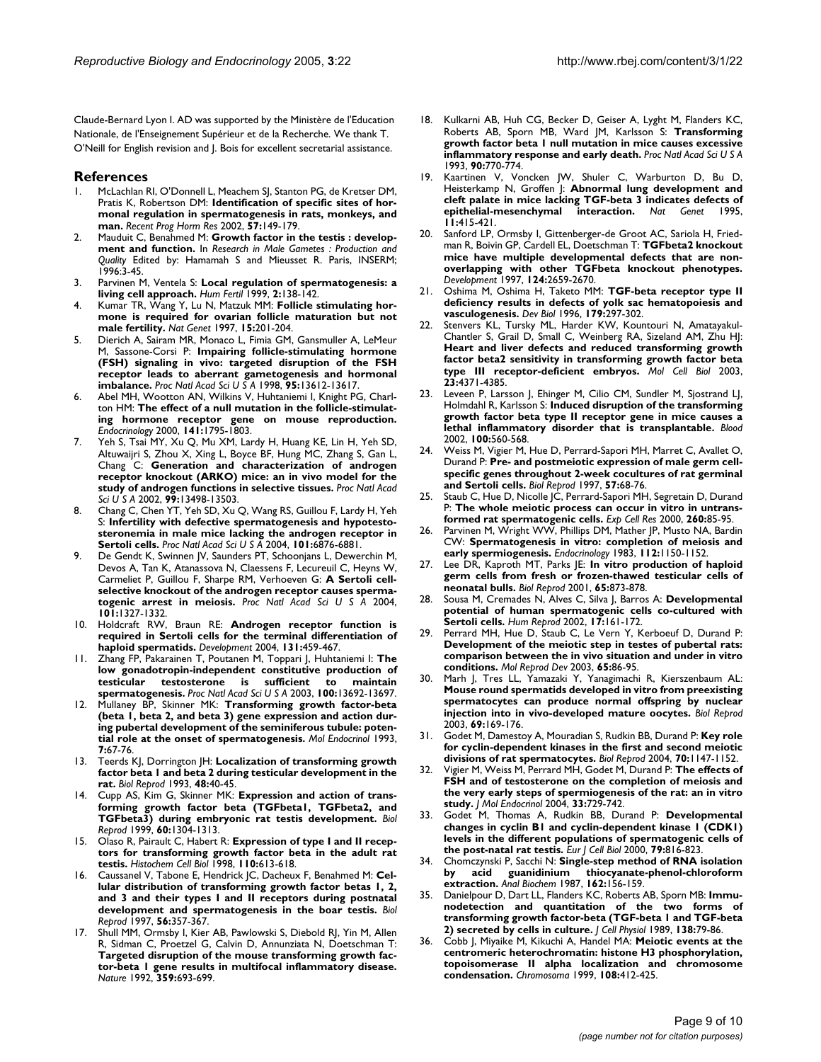Claude-Bernard Lyon I. AD was supported by the Ministère de l'Education Nationale, de l'Enseignement Supérieur et de la Recherche. We thank T. O'Neill for English revision and J. Bois for excellent secretarial assistance.

## References

1. McLachlan RI, O'Donnell L, Meachem SJ, Stanton PG, de Kretser DM, Pratis K, Robertson DM: **Identification of specific sites of hormonal regulation in spermatogenesis in rats, monkeys, and man.** *Recent Prog Horm Res* 2002, **57:**149-179.
2. Mauduit C, Benahmed M: **Growth factor in the testis : development and function.** In *Research in Male Gametes : Production and Quality* Edited by: Hamamah S and Mieusset R. Paris, INSERM; 1996:3-45.
3. Parvinen M, Ventela S: **Local regulation of spermatogenesis: a living cell approach.** *Hum Fertil* 1999, **2:**138-142.
4. Kumar TR, Wang Y, Lu N, Matzuk MM: **Follicle stimulating hormone is required for ovarian follicle maturation but not male fertility.** *Nat Genet* 1997, **15:**201-204.
5. Dierich A, Sairam MR, Monaco L, Fimia GM, Gansmuller A, LeMeur M, Sassone-Corsi P: **Impairing follicle-stimulating hormone (FSH) signaling in vivo: targeted disruption of the FSH receptor leads to aberrant gametogenesis and hormonal imbalance.** *Proc Natl Acad Sci U S A* 1998, **95:**13612-13617.
6. Abel MH, Wootton AN, Wilkins V, Huhtaniemi I, Knight PG, Charlton HM: **The effect of a null mutation in the follicle-stimulating hormone receptor gene on mouse reproduction.** *Endocrinology* 2000, **141:**1795-1803.
7. Yeh S, Tsai MY, Xu Q, Mu XM, Lardy H, Huang KE, Lin H, Yeh SD, Altuwaijri S, Zhou X, Xing L, Boyce BF, Hung MC, Zhang S, Gan L, Chang C: **Generation and characterization of androgen receptor knockout (ARKO) mice: an in vivo model for the study of androgen functions in selective tissues.** *Proc Natl Acad Sci U S A* 2002, **99:**13498-13503.
8. Chang C, Chen YT, Yeh SD, Xu Q, Wang RS, Guillou F, Lardy H, Yeh S: **Infertility with defective spermatogenesis and hypotestosteronemia in male mice lacking the androgen receptor in Sertoli cells.** *Proc Natl Acad Sci U S A* 2004, **101:**6876-6881.
9. De Gendt K, Swinnen JV, Saunders PT, Schoonjans L, Dewerchin M, Devos A, Tan K, Atanassova N, Claessens F, Lecureuil C, Heyns W, Carmeliet P, Guillou F, Sharpe RM, Verhoeven G: **A Sertoli cell-selective knockout of the androgen receptor causes spermatogenic arrest in meiosis.** *Proc Natl Acad Sci U S A* 2004, **101:**1327-1332.
10. Holdcraft RW, Braun RE: **Androgen receptor function is required in Sertoli cells for the terminal differentiation of haploid spermatids.** *Development* 2004, **131:**459-467.
11. Zhang FP, Pakarainen T, Poutanen M, Toppari J, Huhtaniemi I: **The low gonadotropin-independent constitutive production of testicular testosterone is sufficient to maintain spermatogenesis.** *Proc Natl Acad Sci U S A* 2003, **100:**13692-13697.
12. Mullaney BP, Skinner MK: **Transforming growth factor-beta (beta 1, beta 2, and beta 3) gene expression and action during pubertal development of the seminiferous tubule: potential role at the onset of spermatogenesis.** *Mol Endocrinol* 1993, **7:**67-76.
13. Teerds KJ, Dorrington JH: **Localization of transforming growth factor beta 1 and beta 2 during testicular development in the rat.** *Biol Reprod* 1993, **48:**40-45.
14. Cupp AS, Kim G, Skinner MK: **Expression and action of transforming growth factor beta (TGFbeta1, TGFbeta2, and TGFbeta3) during embryonic rat testis development.** *Biol Reprod* 1999, **60:**1304-1313.
15. Olaso R, Pairault C, Habert R: **Expression of type I and II receptors for transforming growth factor beta in the adult rat testis.** *Histochem Cell Biol* 1998, **110:**613-618.
16. Caussanel V, Tabone E, Hendrick JC, Dacheux F, Benahmed M: **Cellular distribution of transforming growth factor betas 1, 2, and 3 and their types I and II receptors during postnatal development and spermatogenesis in the boar testis.** *Biol Reprod* 1997, **56:**357-367.
17. Shull MM, Ormsby I, Kier AB, Pawlowski S, Diebold RJ, Yin M, Allen R, Sidman C, Proetzel G, Calvin D, Annunziata N, Doetschman T: **Targeted disruption of the mouse transforming growth factor-beta 1 gene results in multifocal inflammatory disease.** *Nature* 1992, **359:**693-699.
18. Kulkarni AB, Huh CG, Becker D, Geiser A, Lyght M, Flanders KC, Roberts AB, Sporn MB, Ward JM, Karlsson S: **Transforming growth factor beta 1 null mutation in mice causes excessive inflammatory response and early death.** *Proc Natl Acad Sci U S A* 1993, **90:**770-774.
19. Kaartinen V, Voncken JW, Shuler C, Warburton D, Bu D, Heisterkamp N, Groffen J: **Abnormal lung development and cleft palate in mice lacking TGF-beta 3 indicates defects of epithelial-mesenchymal interaction.** *Nat Genet* 1995, **11:**415-421.
20. Sanford LP, Ormsby I, Gittenberger-de Groot AC, Sariola H, Friedman R, Boivin GP, Cardell EL, Doetschman T: **TGFbeta2 knockout mice have multiple developmental defects that are non-overlapping with other TGFbeta knockout phenotypes.** *Development* 1997, **124:**2659-2670.
21. Oshima M, Oshima H, Taketo MM: **TGF-beta receptor type II deficiency results in defects of yolk sac hematopoiesis and vasculogenesis.** *Dev Biol* 1996, **179:**297-302.
22. Stenvers KL, Tursky ML, Harder KW, Kountouri N, Amatayakul-Chantler S, Grail D, Small C, Weinberg RA, Sizeland AM, Zhu HJ: **Heart and liver defects and reduced transforming growth factor beta2 sensitivity in transforming growth factor beta type III receptor-deficient embryos.** *Mol Cell Biol* 2003, **23:**4371-4385.
23. Leveen P, Larsson J, Ehinger M, Cilio CM, Sundler M, Sjostrand LJ, Holmdahl R, Karlsson S: **Induced disruption of the transforming growth factor beta type II receptor gene in mice causes a lethal inflammatory disorder that is transplantable.** *Blood* 2002, **100:**560-568.
24. Weiss M, Vigier M, Hue D, Perrard-Sapori MH, Marret C, Avallet O, Durand P: **Pre- and postmeiotic expression of male germ cell-specific genes throughout 2-week cocultures of rat germinal and Sertoli cells.** *Biol Reprod* 1997, **57:**68-76.
25. Staub C, Hue D, Nicolle JC, Perrard-Sapori MH, Segretain D, Durand P: **The whole meiotic process can occur in vitro in untransformed rat spermatogenic cells.** *Exp Cell Res* 2000, **260:**85-95.
26. Parvinen M, Wright WW, Phillips DM, Mather JP, Musto NA, Bardin CW: **Spermatogenesis in vitro: completion of meiosis and early spermiogenesis.** *Endocrinology* 1983, **112:**1150-1152.
27. Lee DR, Kaproth MT, Parks JE: **In vitro production of haploid germ cells from fresh or frozen-thawed testicular cells of neonatal bulls.** *Biol Reprod* 2001, **65:**873-878.
28. Sousa M, Cremades N, Alves C, Silva J, Barros A: **Developmental potential of human spermatogenic cells co-cultured with Sertoli cells.** *Hum Reprod* 2002, **17:**161-172.
29. Perrard MH, Hue D, Staub C, Le Vern Y, Kerboeuf D, Durand P: **Development of the meiotic step in testes of pubertal rats: comparison between the in vivo situation and under in vitro conditions.** *Mol Reprod Dev* 2003, **65:**86-95.
30. Marh J, Tres LL, Yamazaki Y, Yanagimachi R, Kierszenbaum AL: **Mouse round spermatids developed in vitro from preexisting spermatocytes can produce normal offspring by nuclear injection into in vivo-developed mature oocytes.** *Biol Reprod* 2003, **69:**169-176.
31. Godet M, Damestoy A, Mouradian S, Rudkin BB, Durand P: **Key role for cyclin-dependent kinases in the first and second meiotic divisions of rat spermatocytes.** *Biol Reprod* 2004, **70:**1147-1152.
32. Vigier M, Weiss M, Perrard MH, Godet M, Durand P: **The effects of FSH and of testosterone on the completion of meiosis and the very early steps of spermiogenesis of the rat: an in vitro study.** *J Mol Endocrinol* 2004, **33:**729-742.
33. Godet M, Thomas A, Rudkin BB, Durand P: **Developmental changes in cyclin B1 and cyclin-dependent kinase 1 (CDK1) levels in the different populations of spermatogenic cells of the post-natal rat testis.** *Eur J Cell Biol* 2000, **79:**816-823.
34. Chomczynski P, Sacchi N: **Single-step method of RNA isolation by acid guanidinium thiocyanate-phenol-chloroform extraction.** *Anal Biochem* 1987, **162:**156-159.
35. Danielpour D, Dart LL, Flanders KC, Roberts AB, Sporn MB: **Immunodetection and quantitation of the two forms of transforming growth factor-beta (TGF-beta 1 and TGF-beta 2) secreted by cells in culture.** *J Cell Physiol* 1989, **138:**79-86.
36. Cobb J, Miyaike M, Kikuchi A, Handel MA: **Meiotic events at the centromeric heterochromatin: histone H3 phosphorylation, topoisomerase II alpha localization and chromosome condensation.** *Chromosoma* 1999, **108:**412-425.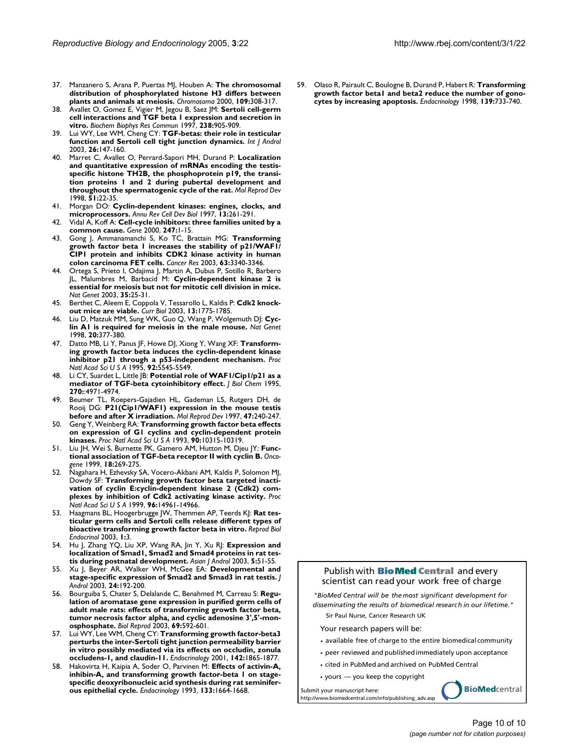37. Manzanero S, Arana P, Puertas MJ, Houben A: **The chromosomal distribution of phosphorylated histone H3 differs between plants and animals at meiosis.** *Chromosoma* 2000, **109:**308-317.
38. Avallet O, Gomez E, Vigier M, Jegou B, Saez JM: **Sertoli cell-germ cell interactions and TGF beta 1 expression and secretion in vitro.** *Biochem Biophys Res Commun* 1997, **238:**905-909.
39. Lui WY, Lee WM, Cheng CY: **TGF-betas: their role in testicular function and Sertoli cell tight junction dynamics.** *Int J Androl* 2003, **26:**147-160.
40. Marret C, Avallet O, Perrard-Sapori MH, Durand P: **Localization and quantitative expression of mRNAs encoding the testis-specific histone TH2B, the phosphoprotein p19, the transition proteins 1 and 2 during pubertal development and throughout the spermatogenic cycle of the rat.** *Mol Reprod Dev* 1998, **51:**22-35.
41. Morgan DO: **Cyclin-dependent kinases: engines, clocks, and microprocessors.** *Annu Rev Cell Dev Biol* 1997, **13:**261-291.
42. Vidal A, Koff A: **Cell-cycle inhibitors: three families united by a common cause.** *Gene* 2000, **247:**1-15.
43. Gong J, Ammanamanchi S, Ko TC, Brattain MG: **Transforming growth factor beta 1 increases the stability of p21/WAF1/CIP1 protein and inhibits CDK2 kinase activity in human colon carcinoma FET cells.** *Cancer Res* 2003, **63:**3340-3346.
44. Ortega S, Prieto I, Odajima J, Martin A, Dubus P, Sotillo R, Barbero JL, Malumbres M, Barbacid M: **Cyclin-dependent kinase 2 is essential for meiosis but not for mitotic cell division in mice.** *Nat Genet* 2003, **35:**25-31.
45. Berthet C, Aleem E, Coppola V, Tessarollo L, Kaldis P: **Cdk2 knockout mice are viable.** *Curr Biol* 2003, **13:**1775-1785.
46. Liu D, Matzuk MM, Sung WK, Guo Q, Wang P, Wolgemuth DJ: **Cyclin A1 is required for meiosis in the male mouse.** *Nat Genet* 1998, **20:**377-380.
47. Datto MB, Li Y, Panus JF, Howe DJ, Xiong Y, Wang XF: **Transforming growth factor beta induces the cyclin-dependent kinase inhibitor p21 through a p53-independent mechanism.** *Proc Natl Acad Sci U S A* 1995, **92:**5545-5549.
48. Li CY, Suardet L, Little JB: **Potential role of WAF1/Cip1/p21 as a mediator of TGF-beta cytoinhibitory effect.** *J Biol Chem* 1995, **270:**:4971-4974.
49. Beumer TL, Roepers-Gajadien HL, Gademan LS, Rutgers DH, de Rooij DG: **P21(Cip1/WAF1) expression in the mouse testis before and after X irradiation.** *Mol Reprod Dev* 1997, **47:**240-247.
50. Geng Y, Weinberg RA: **Transforming growth factor beta effects on expression of G1 cyclins and cyclin-dependent protein kinases.** *Proc Natl Acad Sci U S A* 1993, **90:**10315-10319.
51. Liu JH, Wei S, Burnette PK, Gamero AM, Hutton M, Djeu JY: **Functional association of TGF-beta receptor II with cyclin B.** *Oncogene* 1999, **18:**269-275.
52. Nagahara H, Ezhevsky SA, Vocero-Akbani AM, Kaldis P, Solomon MJ, Dowdy SF: **Transforming growth factor beta targeted inactivation of cyclin E:cyclin-dependent kinase 2 (Cdk2) complexes by inhibition of Cdk2 activating kinase activity.** *Proc Natl Acad Sci U S A* 1999, **96:**14961-14966.
53. Haagmans BL, Hoogerbrugge JW, Themmen AP, Teerds KJ: **Rat testicular germ cells and Sertoli cells release different types of bioactive transforming growth factor beta in vitro.** *Reprod Biol Endocrinol* 2003, **1:**3.
54. Hu J, Zhang YQ, Liu XP, Wang RA, Jin Y, Xu RJ: **Expression and localization of Smad1, Smad2 and Smad4 proteins in rat testis during postnatal development.** *Asian J Androl* 2003, **5:**51-55.
55. Xu J, Beyer AR, Walker WH, McGee EA: **Developmental and stage-specific expression of Smad2 and Smad3 in rat testis.** *J Androl* 2003, **24:**192-200.
56. Bourguiba S, Chater S, Delalande C, Benahmed M, Carreau S: **Regulation of aromatase gene expression in purified germ cells of adult male rats: effects of transforming growth factor beta, tumor necrosis factor alpha, and cyclic adenosine 3',5'-monosphosphate.** *Biol Reprod* 2003, **69:**592-601.
57. Lui WY, Lee WM, Cheng CY: **Transforming growth factor-beta3 perturbs the inter-Sertoli tight junction permeability barrier in vitro possibly mediated via its effects on occludin, zonula occludens-1, and claudin-11.** *Endocrinology* 2001, **142:**1865-1877.
58. Hakovirta H, Kaipia A, Soder O, Parvinen M: **Effects of activin-A, inhibin-A, and transforming growth factor-beta 1 on stage-specific deoxyribonucleic acid synthesis during rat seminiferous epithelial cycle.** *Endocrinology* 1993, **133:**1664-1668.
59. Olaso R, Pairault C, Boulogne B, Durand P, Habert R: **Transforming growth factor beta1 and beta2 reduce the number of gonocytes by increasing apoptosis.** *Endocrinology* 1998, **139:**733-740.

Publish with **BioMed Central** and every scientist can read your work free of charge

*"BioMed Central will be the most significant development for disseminating the results of biomedical research in our lifetime."*

Sir Paul Nurse, Cancer Research UK

Your research papers will be:

- available free of charge to the entire biomedical community
- peer reviewed and published immediately upon acceptance
- cited in PubMed and archived on PubMed Central
- yours — you keep the copyright

Submit your manuscript here:
http://www.biomedcentral.com/info/publishing_adv.asp

BioMedcentral